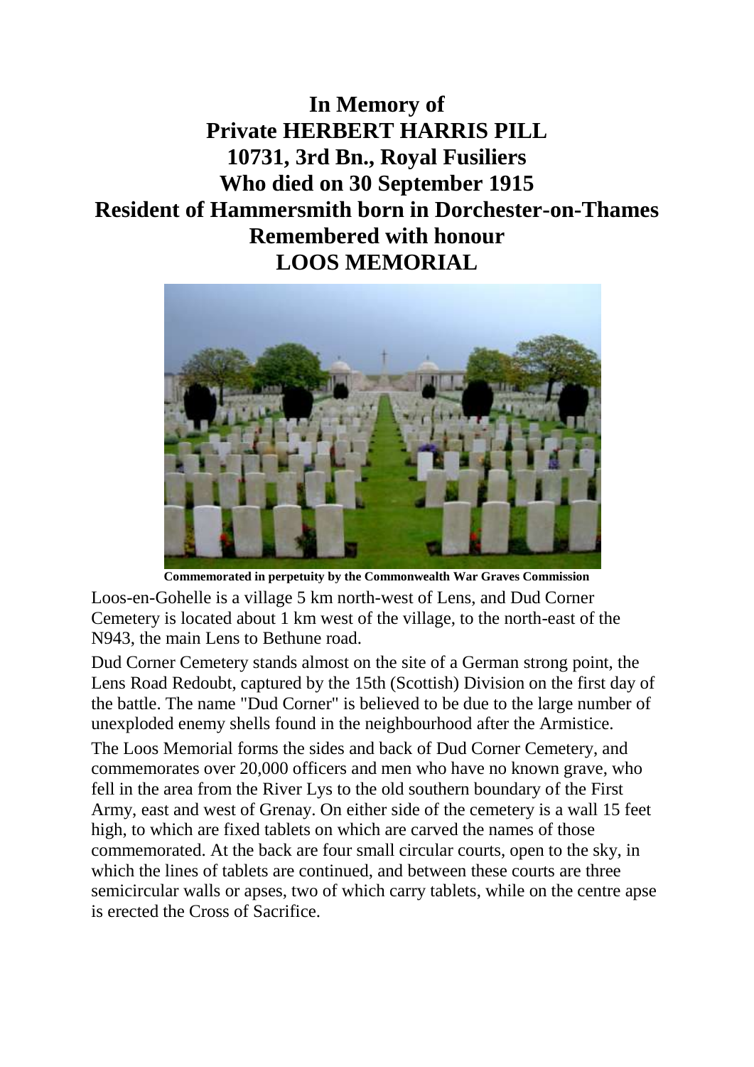# In Memory of
# Private HERBERT HARRIS PILL
# 10731, 3rd Bn., Royal Fusiliers
# Who died on 30 September 1915
# Resident of Hammersmith born in Dorchester-on-Thames
# Remembered with honour
# LOOS MEMORIAL

**Commemorated in perpetuity by the Commonwealth War Graves Commission**

Loos-en-Gohelle is a village 5 km north-west of Lens, and Dud Corner Cemetery is located about 1 km west of the village, to the north-east of the N943, the main Lens to Bethune road.

Dud Corner Cemetery stands almost on the site of a German strong point, the Lens Road Redoubt, captured by the 15th (Scottish) Division on the first day of the battle. The name "Dud Corner" is believed to be due to the large number of unexploded enemy shells found in the neighbourhood after the Armistice.

The Loos Memorial forms the sides and back of Dud Corner Cemetery, and commemorates over 20,000 officers and men who have no known grave, who fell in the area from the River Lys to the old southern boundary of the First Army, east and west of Grenay. On either side of the cemetery is a wall 15 feet high, to which are fixed tablets on which are carved the names of those commemorated. At the back are four small circular courts, open to the sky, in which the lines of tablets are continued, and between these courts are three semicircular walls or apses, two of which carry tablets, while on the centre apse is erected the Cross of Sacrifice.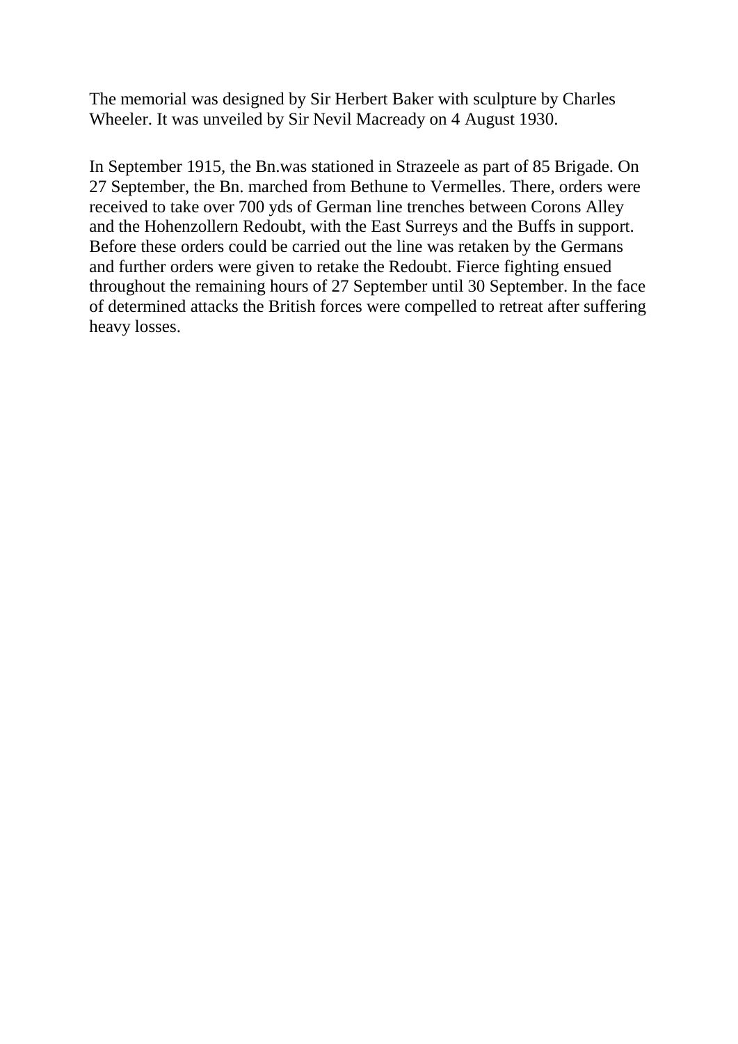The memorial was designed by Sir Herbert Baker with sculpture by Charles Wheeler. It was unveiled by Sir Nevil Macready on 4 August 1930.

In September 1915, the Bn.was stationed in Strazeele as part of 85 Brigade. On 27 September, the Bn. marched from Bethune to Vermelles. There, orders were received to take over 700 yds of German line trenches between Corons Alley and the Hohenzollern Redoubt, with the East Surreys and the Buffs in support. Before these orders could be carried out the line was retaken by the Germans and further orders were given to retake the Redoubt. Fierce fighting ensued throughout the remaining hours of 27 September until 30 September. In the face of determined attacks the British forces were compelled to retreat after suffering heavy losses.